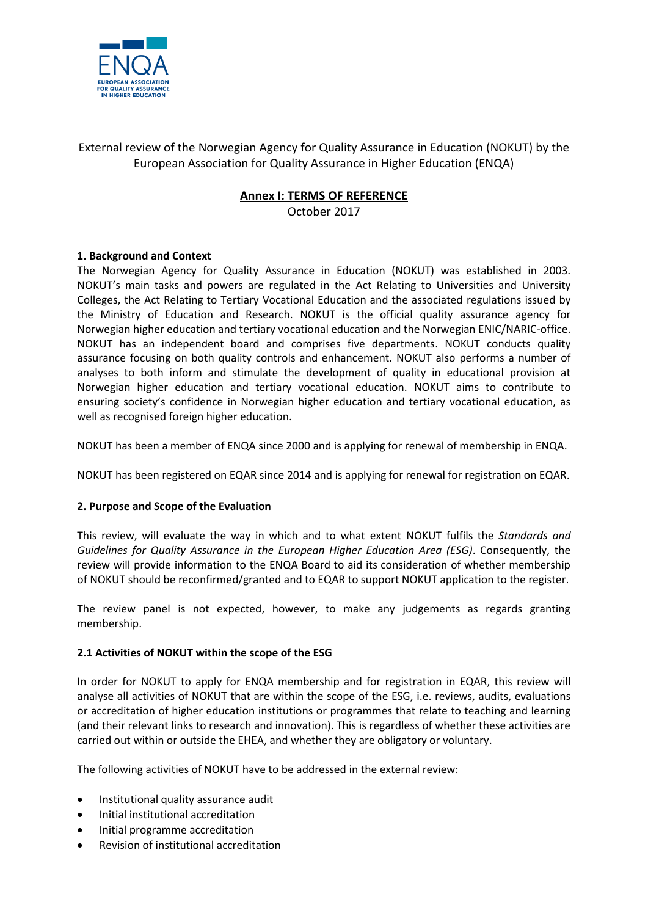External review of the Norwegian Agency for Quality Assurance in Education (NOKUT) by the European Association for Quality Assurance in Higher Education (ENQA)

**Annex I: TERMS OF REFERENCE**

October 2017

### 1. Background and Context

The Norwegian Agency for Quality Assurance in Education (NOKUT) was established in 2003. NOKUT's main tasks and powers are regulated in the Act Relating to Universities and University Colleges, the Act Relating to Tertiary Vocational Education and the associated regulations issued by the Ministry of Education and Research. NOKUT is the official quality assurance agency for Norwegian higher education and tertiary vocational education and the Norwegian ENIC/NARIC-office. NOKUT has an independent board and comprises five departments. NOKUT conducts quality assurance focusing on both quality controls and enhancement. NOKUT also performs a number of analyses to both inform and stimulate the development of quality in educational provision at Norwegian higher education and tertiary vocational education. NOKUT aims to contribute to ensuring society's confidence in Norwegian higher education and tertiary vocational education, as well as recognised foreign higher education.

NOKUT has been a member of ENQA since 2000 and is applying for renewal of membership in ENQA.

NOKUT has been registered on EQAR since 2014 and is applying for renewal for registration on EQAR.

### 2. Purpose and Scope of the Evaluation

This review, will evaluate the way in which and to what extent NOKUT fulfils the *Standards and Guidelines for Quality Assurance in the European Higher Education Area (ESG)*. Consequently, the review will provide information to the ENQA Board to aid its consideration of whether membership of NOKUT should be reconfirmed/granted and to EQAR to support NOKUT application to the register.

The review panel is not expected, however, to make any judgements as regards granting membership.

### 2.1 Activities of NOKUT within the scope of the ESG

In order for NOKUT to apply for ENQA membership and for registration in EQAR, this review will analyse all activities of NOKUT that are within the scope of the ESG, i.e. reviews, audits, evaluations or accreditation of higher education institutions or programmes that relate to teaching and learning (and their relevant links to research and innovation). This is regardless of whether these activities are carried out within or outside the EHEA, and whether they are obligatory or voluntary.

The following activities of NOKUT have to be addressed in the external review:

- Institutional quality assurance audit
- Initial institutional accreditation
- Initial programme accreditation
- Revision of institutional accreditation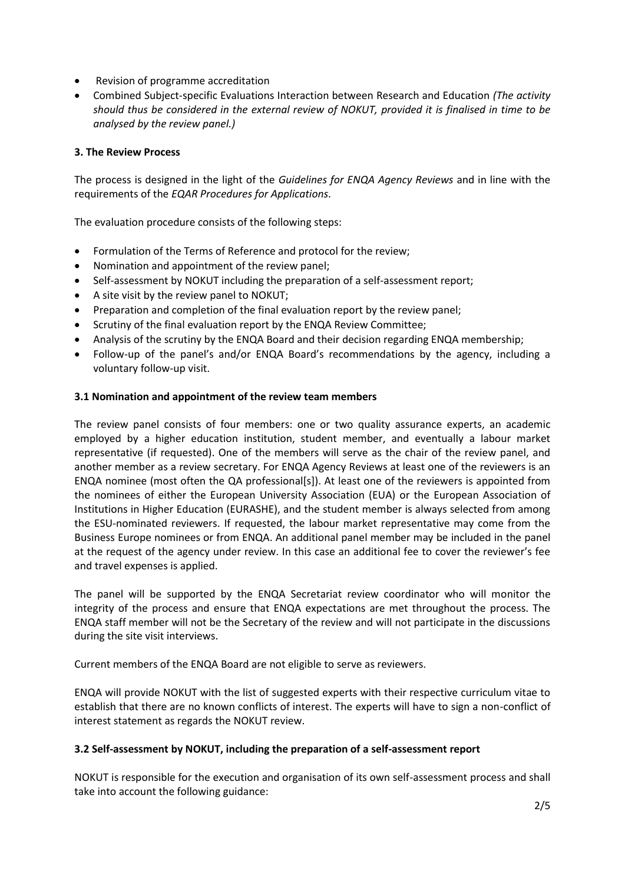- Revision of programme accreditation
- Combined Subject-specific Evaluations Interaction between Research and Education *(The activity should thus be considered in the external review of NOKUT, provided it is finalised in time to be analysed by the review panel.)*

**3. The Review Process**

The process is designed in the light of the *Guidelines for ENQA Agency Reviews* and in line with the requirements of the *EQAR Procedures for Applications*.

The evaluation procedure consists of the following steps:

- Formulation of the Terms of Reference and protocol for the review;
- Nomination and appointment of the review panel;
- Self-assessment by NOKUT including the preparation of a self-assessment report;
- A site visit by the review panel to NOKUT;
- Preparation and completion of the final evaluation report by the review panel;
- Scrutiny of the final evaluation report by the ENQA Review Committee;
- Analysis of the scrutiny by the ENQA Board and their decision regarding ENQA membership;
- Follow-up of the panel's and/or ENQA Board's recommendations by the agency, including a voluntary follow-up visit.

**3.1 Nomination and appointment of the review team members**

The review panel consists of four members: one or two quality assurance experts, an academic employed by a higher education institution, student member, and eventually a labour market representative (if requested). One of the members will serve as the chair of the review panel, and another member as a review secretary. For ENQA Agency Reviews at least one of the reviewers is an ENQA nominee (most often the QA professional[s]). At least one of the reviewers is appointed from the nominees of either the European University Association (EUA) or the European Association of Institutions in Higher Education (EURASHE), and the student member is always selected from among the ESU-nominated reviewers. If requested, the labour market representative may come from the Business Europe nominees or from ENQA. An additional panel member may be included in the panel at the request of the agency under review. In this case an additional fee to cover the reviewer's fee and travel expenses is applied.

The panel will be supported by the ENQA Secretariat review coordinator who will monitor the integrity of the process and ensure that ENQA expectations are met throughout the process. The ENQA staff member will not be the Secretary of the review and will not participate in the discussions during the site visit interviews.

Current members of the ENQA Board are not eligible to serve as reviewers.

ENQA will provide NOKUT with the list of suggested experts with their respective curriculum vitae to establish that there are no known conflicts of interest. The experts will have to sign a non-conflict of interest statement as regards the NOKUT review.

**3.2 Self-assessment by NOKUT, including the preparation of a self-assessment report**

NOKUT is responsible for the execution and organisation of its own self-assessment process and shall take into account the following guidance: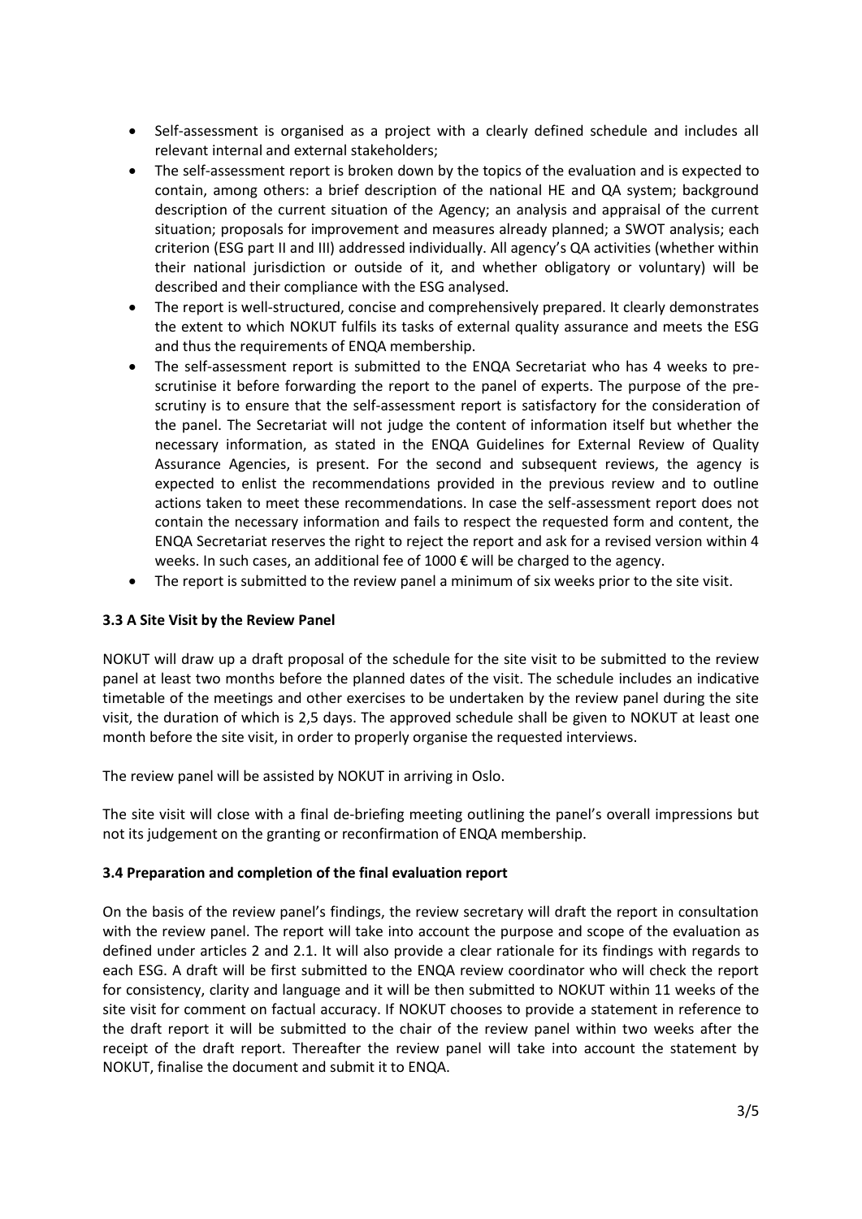- Self-assessment is organised as a project with a clearly defined schedule and includes all relevant internal and external stakeholders;
- The self-assessment report is broken down by the topics of the evaluation and is expected to contain, among others: a brief description of the national HE and QA system; background description of the current situation of the Agency; an analysis and appraisal of the current situation; proposals for improvement and measures already planned; a SWOT analysis; each criterion (ESG part II and III) addressed individually. All agency's QA activities (whether within their national jurisdiction or outside of it, and whether obligatory or voluntary) will be described and their compliance with the ESG analysed.
- The report is well-structured, concise and comprehensively prepared. It clearly demonstrates the extent to which NOKUT fulfils its tasks of external quality assurance and meets the ESG and thus the requirements of ENQA membership.
- The self-assessment report is submitted to the ENQA Secretariat who has 4 weeks to pre-scrutinise it before forwarding the report to the panel of experts. The purpose of the pre-scrutiny is to ensure that the self-assessment report is satisfactory for the consideration of the panel. The Secretariat will not judge the content of information itself but whether the necessary information, as stated in the ENQA Guidelines for External Review of Quality Assurance Agencies, is present. For the second and subsequent reviews, the agency is expected to enlist the recommendations provided in the previous review and to outline actions taken to meet these recommendations. In case the self-assessment report does not contain the necessary information and fails to respect the requested form and content, the ENQA Secretariat reserves the right to reject the report and ask for a revised version within 4 weeks. In such cases, an additional fee of 1000 € will be charged to the agency.
- The report is submitted to the review panel a minimum of six weeks prior to the site visit.

### 3.3 A Site Visit by the Review Panel

NOKUT will draw up a draft proposal of the schedule for the site visit to be submitted to the review panel at least two months before the planned dates of the visit. The schedule includes an indicative timetable of the meetings and other exercises to be undertaken by the review panel during the site visit, the duration of which is 2,5 days. The approved schedule shall be given to NOKUT at least one month before the site visit, in order to properly organise the requested interviews.

The review panel will be assisted by NOKUT in arriving in Oslo.

The site visit will close with a final de-briefing meeting outlining the panel's overall impressions but not its judgement on the granting or reconfirmation of ENQA membership.

### 3.4 Preparation and completion of the final evaluation report

On the basis of the review panel's findings, the review secretary will draft the report in consultation with the review panel. The report will take into account the purpose and scope of the evaluation as defined under articles 2 and 2.1. It will also provide a clear rationale for its findings with regards to each ESG. A draft will be first submitted to the ENQA review coordinator who will check the report for consistency, clarity and language and it will be then submitted to NOKUT within 11 weeks of the site visit for comment on factual accuracy. If NOKUT chooses to provide a statement in reference to the draft report it will be submitted to the chair of the review panel within two weeks after the receipt of the draft report. Thereafter the review panel will take into account the statement by NOKUT, finalise the document and submit it to ENQA.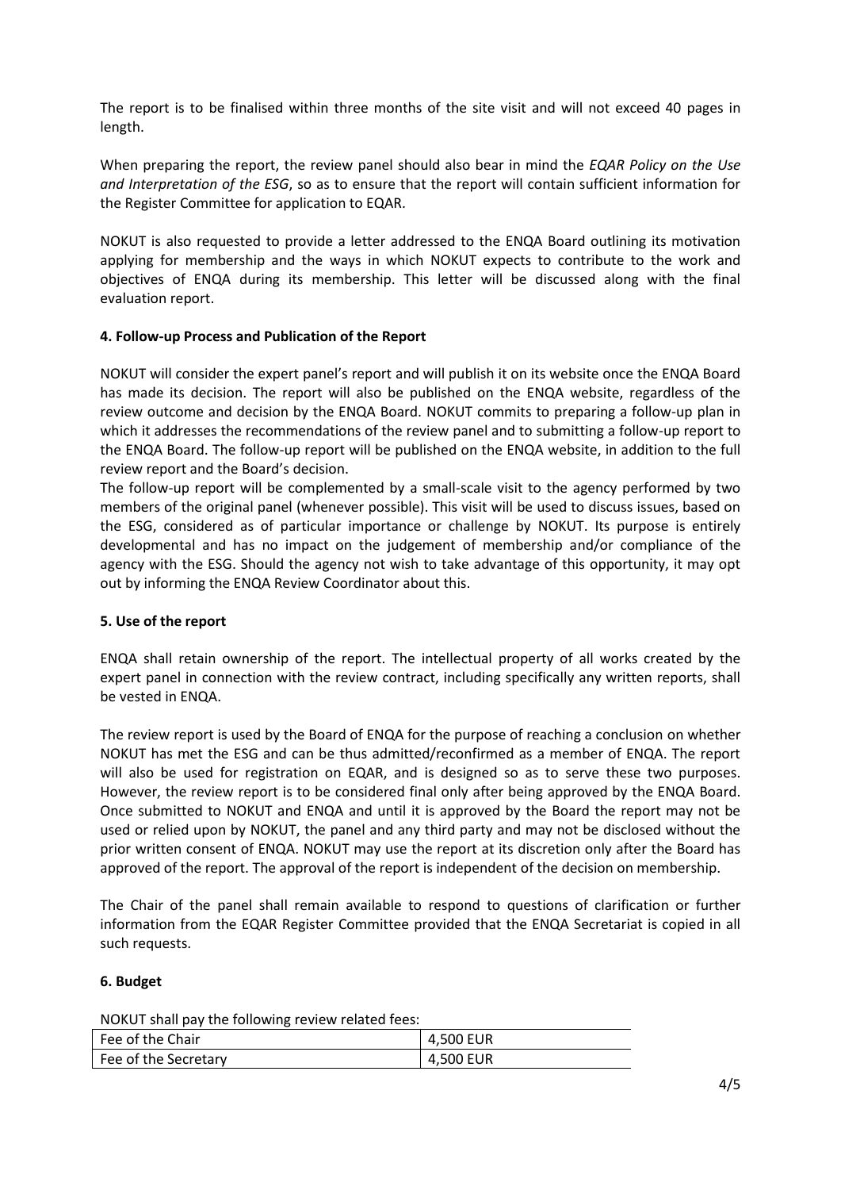The report is to be finalised within three months of the site visit and will not exceed 40 pages in length.

When preparing the report, the review panel should also bear in mind the *EQAR Policy on the Use and Interpretation of the ESG*, so as to ensure that the report will contain sufficient information for the Register Committee for application to EQAR.

NOKUT is also requested to provide a letter addressed to the ENQA Board outlining its motivation applying for membership and the ways in which NOKUT expects to contribute to the work and objectives of ENQA during its membership. This letter will be discussed along with the final evaluation report.

**4. Follow-up Process and Publication of the Report**

NOKUT will consider the expert panel's report and will publish it on its website once the ENQA Board has made its decision. The report will also be published on the ENQA website, regardless of the review outcome and decision by the ENQA Board. NOKUT commits to preparing a follow-up plan in which it addresses the recommendations of the review panel and to submitting a follow-up report to the ENQA Board. The follow-up report will be published on the ENQA website, in addition to the full review report and the Board's decision.

The follow-up report will be complemented by a small-scale visit to the agency performed by two members of the original panel (whenever possible). This visit will be used to discuss issues, based on the ESG, considered as of particular importance or challenge by NOKUT. Its purpose is entirely developmental and has no impact on the judgement of membership and/or compliance of the agency with the ESG. Should the agency not wish to take advantage of this opportunity, it may opt out by informing the ENQA Review Coordinator about this.

**5. Use of the report**

ENQA shall retain ownership of the report. The intellectual property of all works created by the expert panel in connection with the review contract, including specifically any written reports, shall be vested in ENQA.

The review report is used by the Board of ENQA for the purpose of reaching a conclusion on whether NOKUT has met the ESG and can be thus admitted/reconfirmed as a member of ENQA. The report will also be used for registration on EQAR, and is designed so as to serve these two purposes. However, the review report is to be considered final only after being approved by the ENQA Board. Once submitted to NOKUT and ENQA and until it is approved by the Board the report may not be used or relied upon by NOKUT, the panel and any third party and may not be disclosed without the prior written consent of ENQA. NOKUT may use the report at its discretion only after the Board has approved of the report. The approval of the report is independent of the decision on membership.

The Chair of the panel shall remain available to respond to questions of clarification or further information from the EQAR Register Committee provided that the ENQA Secretariat is copied in all such requests.

**6. Budget**

NOKUT shall pay the following review related fees:

| Fee of the Chair | 4,500 EUR |
|---|---|
| Fee of the Secretary | 4,500 EUR |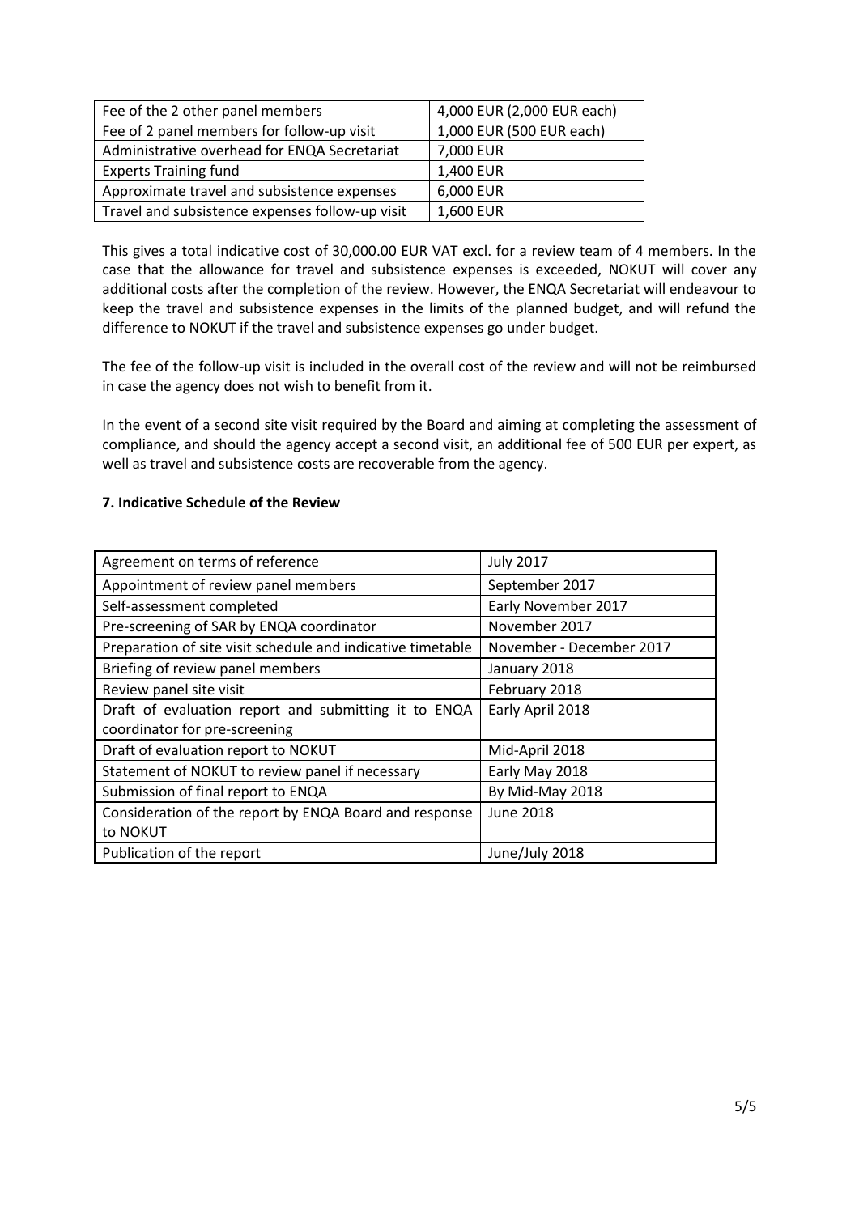| | |
|---|---|
| Fee of the 2 other panel members | 4,000 EUR (2,000 EUR each) |
| Fee of 2 panel members for follow-up visit | 1,000 EUR (500 EUR each) |
| Administrative overhead for ENQA Secretariat | 7,000 EUR |
| Experts Training fund | 1,400 EUR |
| Approximate travel and subsistence expenses | 6,000 EUR |
| Travel and subsistence expenses follow-up visit | 1,600 EUR |

This gives a total indicative cost of 30,000.00 EUR VAT excl. for a review team of 4 members. In the case that the allowance for travel and subsistence expenses is exceeded, NOKUT will cover any additional costs after the completion of the review. However, the ENQA Secretariat will endeavour to keep the travel and subsistence expenses in the limits of the planned budget, and will refund the difference to NOKUT if the travel and subsistence expenses go under budget.

The fee of the follow-up visit is included in the overall cost of the review and will not be reimbursed in case the agency does not wish to benefit from it.

In the event of a second site visit required by the Board and aiming at completing the assessment of compliance, and should the agency accept a second visit, an additional fee of 500 EUR per expert, as well as travel and subsistence costs are recoverable from the agency.

## 7. Indicative Schedule of the Review

| | |
|---|---|
| Agreement on terms of reference | July 2017 |
| Appointment of review panel members | September 2017 |
| Self-assessment completed | Early November 2017 |
| Pre-screening of SAR by ENQA coordinator | November 2017 |
| Preparation of site visit schedule and indicative timetable | November - December 2017 |
| Briefing of review panel members | January 2018 |
| Review panel site visit | February 2018 |
| Draft of evaluation report and submitting it to ENQA coordinator for pre-screening | Early April 2018 |
| Draft of evaluation report to NOKUT | Mid-April 2018 |
| Statement of NOKUT to review panel if necessary | Early May 2018 |
| Submission of final report to ENQA | By Mid-May 2018 |
| Consideration of the report by ENQA Board and response to NOKUT | June 2018 |
| Publication of the report | June/July 2018 |